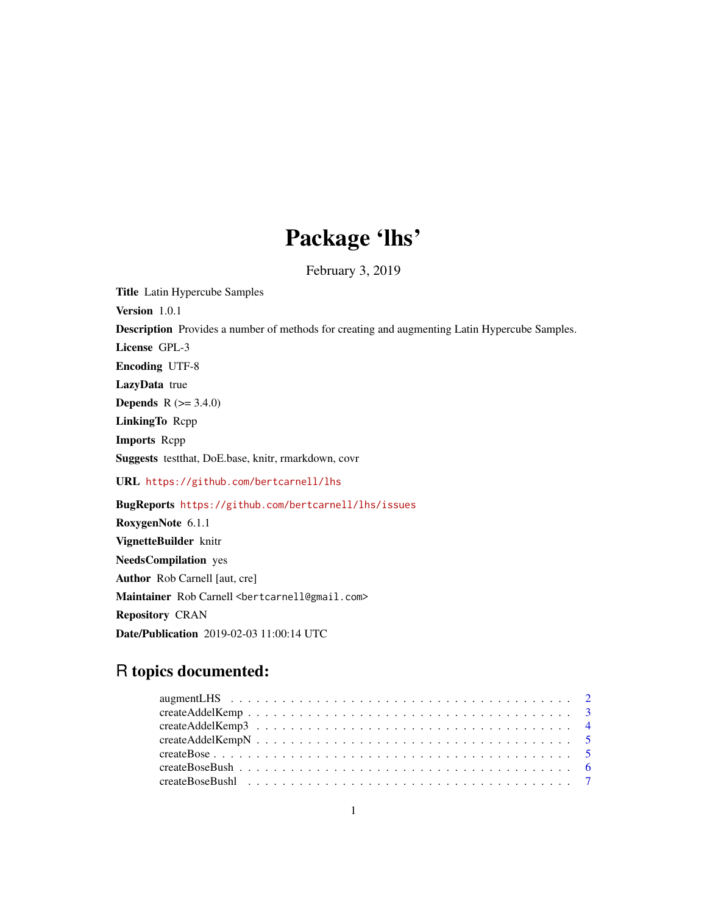# Package 'lhs'

February 3, 2019

**Title** Latin Hypercube Samples

**Version** 1.0.1

**Description** Provides a number of methods for creating and augmenting Latin Hypercube Samples.

**License** GPL-3

**Encoding** UTF-8

**LazyData** true

**Depends** R (>= 3.4.0)

**LinkingTo** Rcpp

**Imports** Rcpp

**Suggests** testthat, DoE.base, knitr, rmarkdown, covr

**URL** https://github.com/bertcarnell/lhs

**BugReports** https://github.com/bertcarnell/lhs/issues

**RoxygenNote** 6.1.1

**VignetteBuilder** knitr

**NeedsCompilation** yes

**Author** Rob Carnell [aut, cre]

**Maintainer** Rob Carnell <bertcarnell@gmail.com>

**Repository** CRAN

**Date/Publication** 2019-02-03 11:00:14 UTC

## R topics documented:

augmentLHS . . . . . . . . . . . . . . . . . . . . . . . . . . . . . . . . . . . . . . . . 2
createAddelKemp . . . . . . . . . . . . . . . . . . . . . . . . . . . . . . . . . . . . . 3
createAddelKemp3 . . . . . . . . . . . . . . . . . . . . . . . . . . . . . . . . . . . . 4
createAddelKempN . . . . . . . . . . . . . . . . . . . . . . . . . . . . . . . . . . . . 5
createBose . . . . . . . . . . . . . . . . . . . . . . . . . . . . . . . . . . . . . . . . . 5
createBoseBush . . . . . . . . . . . . . . . . . . . . . . . . . . . . . . . . . . . . . . 6
createBoseBushl . . . . . . . . . . . . . . . . . . . . . . . . . . . . . . . . . . . . . . 7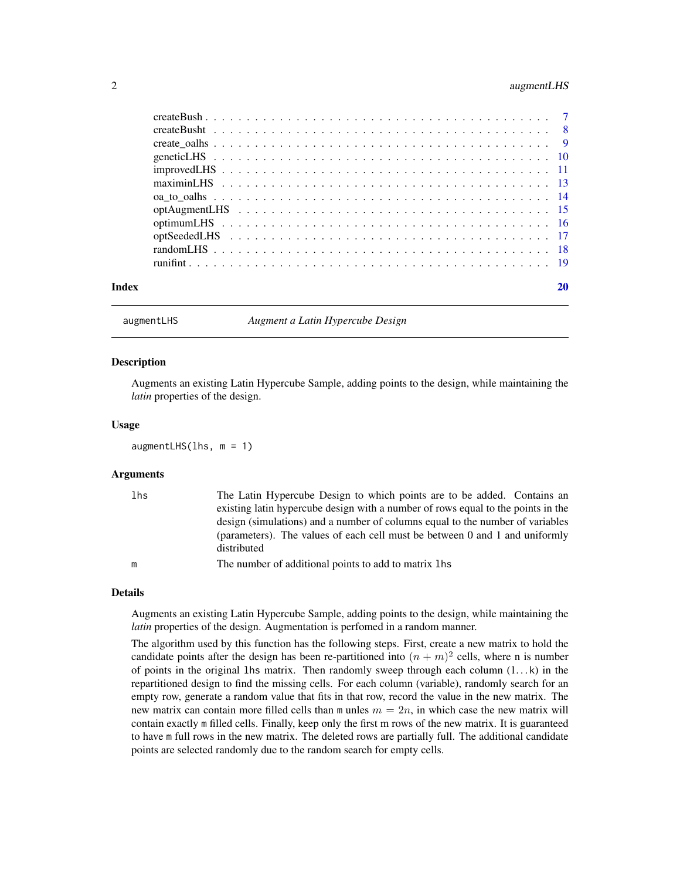createBush . . . . . . . . . . . . . . . . . . . . . . . . . . . . . . . . . . . . . . 7
createBusht . . . . . . . . . . . . . . . . . . . . . . . . . . . . . . . . . . . . . . 8
create_oalhs . . . . . . . . . . . . . . . . . . . . . . . . . . . . . . . . . . . . . . 9
geneticLHS . . . . . . . . . . . . . . . . . . . . . . . . . . . . . . . . . . . . . . 10
improvedLHS . . . . . . . . . . . . . . . . . . . . . . . . . . . . . . . . . . . . . . 11
maximinLHS . . . . . . . . . . . . . . . . . . . . . . . . . . . . . . . . . . . . . . 13
oa_to_oalhs . . . . . . . . . . . . . . . . . . . . . . . . . . . . . . . . . . . . . . 14
optAugmentLHS . . . . . . . . . . . . . . . . . . . . . . . . . . . . . . . . . . . . . . 15
optimumLHS . . . . . . . . . . . . . . . . . . . . . . . . . . . . . . . . . . . . . . 16
optSeededLHS . . . . . . . . . . . . . . . . . . . . . . . . . . . . . . . . . . . . . . 17
randomLHS . . . . . . . . . . . . . . . . . . . . . . . . . . . . . . . . . . . . . . 18
runifint . . . . . . . . . . . . . . . . . . . . . . . . . . . . . . . . . . . . . . 19

**Index** **20**

---

augmentLHS — *Augment a Latin Hypercube Design*

---

### Description

Augments an existing Latin Hypercube Sample, adding points to the design, while maintaining the *latin* properties of the design.

### Usage

```
augmentLHS(lhs, m = 1)
```

### Arguments

| | |
|---|---|
| `lhs` | The Latin Hypercube Design to which points are to be added. Contains an existing latin hypercube design with a number of rows equal to the points in the design (simulations) and a number of columns equal to the number of variables (parameters). The values of each cell must be between 0 and 1 and uniformly distributed |
| `m` | The number of additional points to add to matrix `lhs` |

### Details

Augments an existing Latin Hypercube Sample, adding points to the design, while maintaining the *latin* properties of the design. Augmentation is perfomed in a random manner.

The algorithm used by this function has the following steps. First, create a new matrix to hold the candidate points after the design has been re-partitioned into $(n+m)^2$ cells, where n is number of points in the original `lhs` matrix. Then randomly sweep through each column (1...k) in the repartitioned design to find the missing cells. For each column (variable), randomly search for an empty row, generate a random value that fits in that row, record the value in the new matrix. The new matrix can contain more filled cells than `m` unles $m = 2n$, in which case the new matrix will contain exactly `m` filled cells. Finally, keep only the first m rows of the new matrix. It is guaranteed to have `m` full rows in the new matrix. The deleted rows are partially full. The additional candidate points are selected randomly due to the random search for empty cells.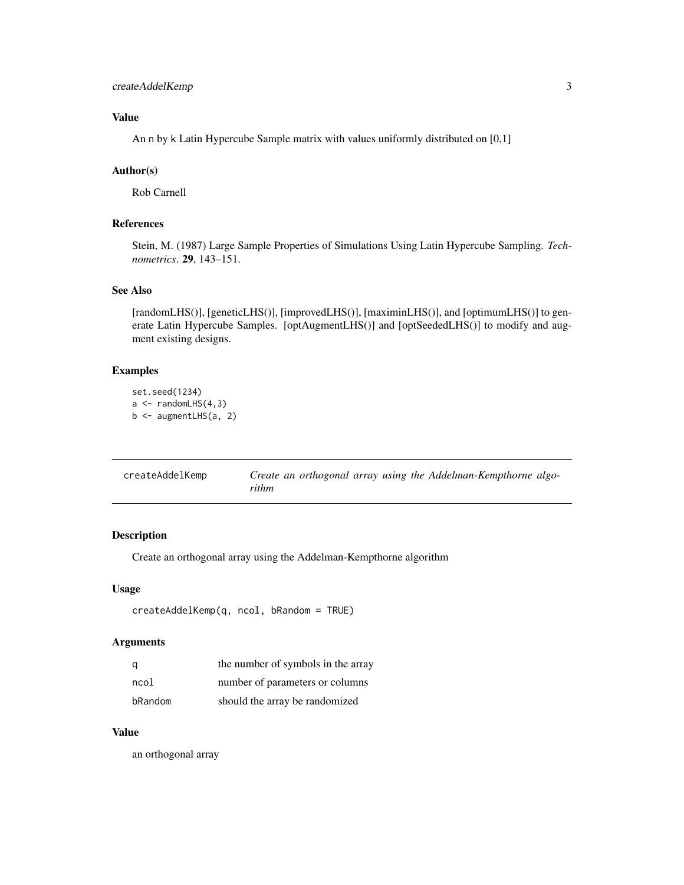### Value

An n by k Latin Hypercube Sample matrix with values uniformly distributed on [0,1]

### Author(s)

Rob Carnell

### References

Stein, M. (1987) Large Sample Properties of Simulations Using Latin Hypercube Sampling. *Technometrics*. **29**, 143–151.

### See Also

[randomLHS()], [geneticLHS()], [improvedLHS()], [maximinLHS()], and [optimumLHS()] to generate Latin Hypercube Samples. [optAugmentLHS()] and [optSeededLHS()] to modify and augment existing designs.

### Examples

```
set.seed(1234)
a <- randomLHS(4,3)
b <- augmentLHS(a, 2)
```

---

## createAddelKemp — *Create an orthogonal array using the Addelman-Kempthorne algorithm*

---

### Description

Create an orthogonal array using the Addelman-Kempthorne algorithm

### Usage

```
createAddelKemp(q, ncol, bRandom = TRUE)
```

### Arguments

| | |
|---|---|
| q | the number of symbols in the array |
| ncol | number of parameters or columns |
| bRandom | should the array be randomized |

### Value

an orthogonal array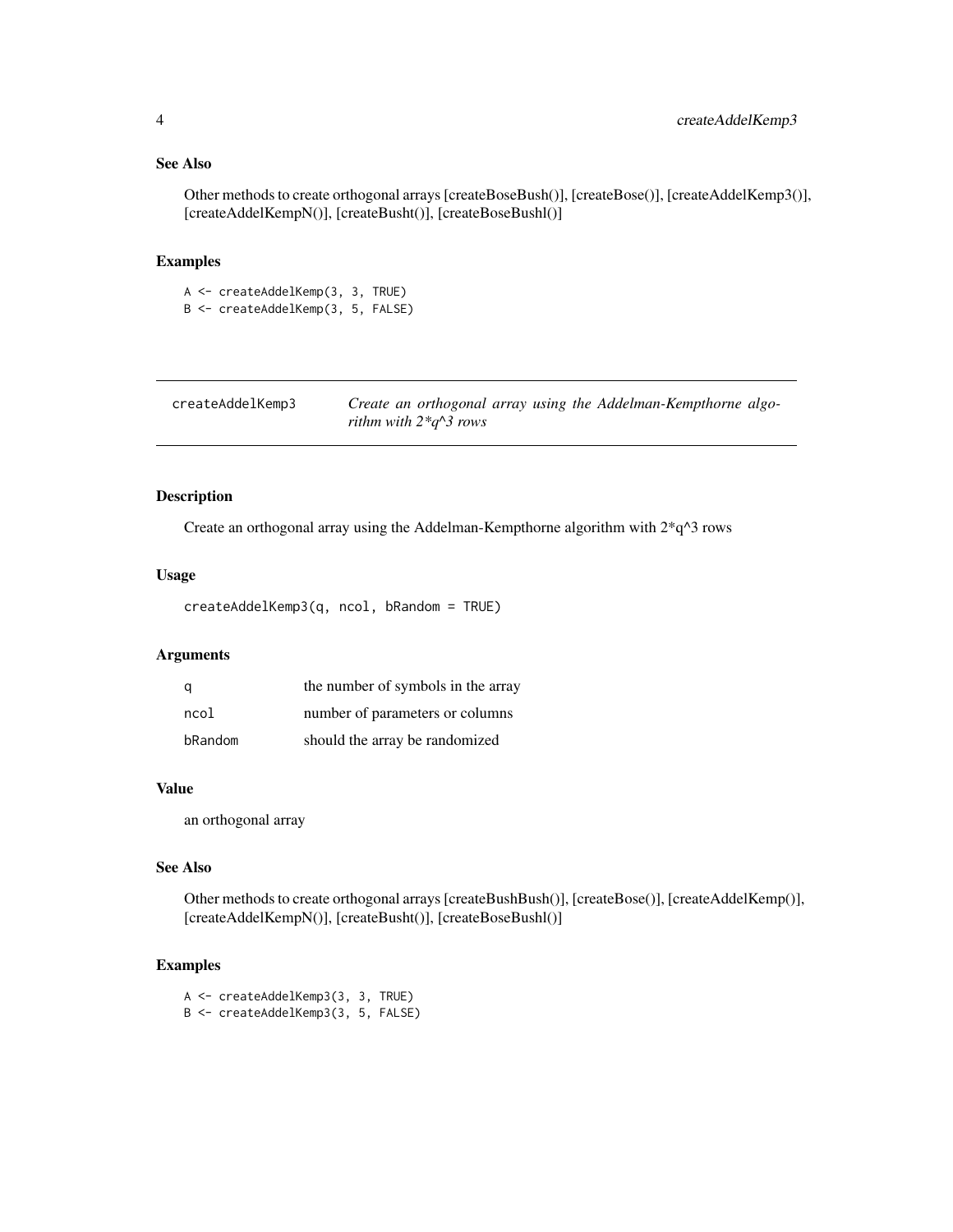## See Also

Other methods to create orthogonal arrays [createBoseBush()], [createBose()], [createAddelKemp3()], [createAddelKempN()], [createBusht()], [createBoseBushl()]

## Examples

```
A <- createAddelKemp(3, 3, TRUE)
B <- createAddelKemp(3, 5, FALSE)
```

---

# createAddelKemp3 — *Create an orthogonal array using the Addelman-Kempthorne algorithm with 2*q^3 rows*

## Description

Create an orthogonal array using the Addelman-Kempthorne algorithm with 2*q^3 rows

## Usage

```
createAddelKemp3(q, ncol, bRandom = TRUE)
```

## Arguments

| | |
|---|---|
| q | the number of symbols in the array |
| ncol | number of parameters or columns |
| bRandom | should the array be randomized |

## Value

an orthogonal array

## See Also

Other methods to create orthogonal arrays [createBushBush()], [createBose()], [createAddelKemp()], [createAddelKempN()], [createBusht()], [createBoseBushl()]

## Examples

```
A <- createAddelKemp3(3, 3, TRUE)
B <- createAddelKemp3(3, 5, FALSE)
```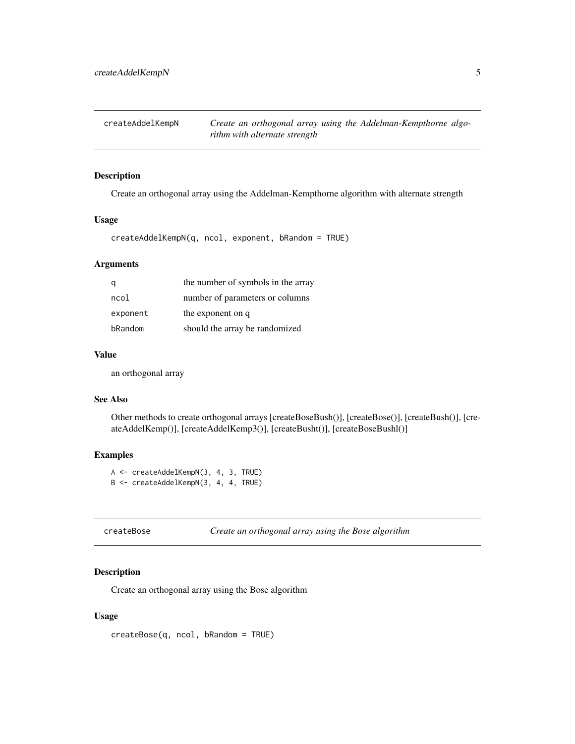## createAddelKempN — *Create an orthogonal array using the Addelman-Kempthorne algorithm with alternate strength*

### Description

Create an orthogonal array using the Addelman-Kempthorne algorithm with alternate strength

### Usage

```
createAddelKempN(q, ncol, exponent, bRandom = TRUE)
```

### Arguments

| | |
|---|---|
| q | the number of symbols in the array |
| ncol | number of parameters or columns |
| exponent | the exponent on q |
| bRandom | should the array be randomized |

### Value

an orthogonal array

### See Also

Other methods to create orthogonal arrays [createBoseBush()], [createBose()], [createBush()], [createAddelKemp()], [createAddelKemp3()], [createBusht()], [createBoseBushl()]

### Examples

```
A <- createAddelKempN(3, 4, 3, TRUE)
B <- createAddelKempN(3, 4, 4, TRUE)
```

## createBose — *Create an orthogonal array using the Bose algorithm*

### Description

Create an orthogonal array using the Bose algorithm

### Usage

```
createBose(q, ncol, bRandom = TRUE)
```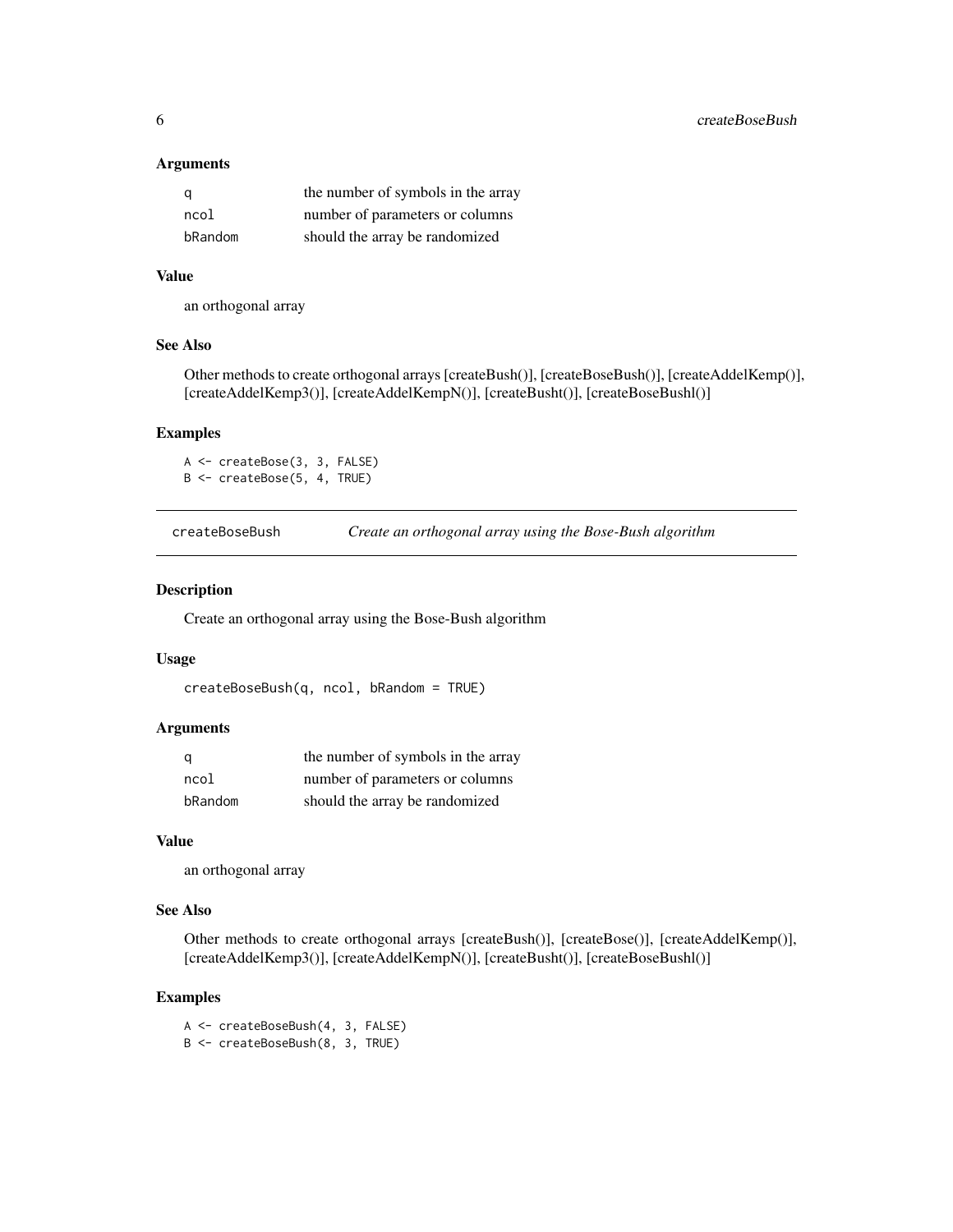### Arguments

| | |
|---|---|
| q | the number of symbols in the array |
| ncol | number of parameters or columns |
| bRandom | should the array be randomized |

### Value

an orthogonal array

### See Also

Other methods to create orthogonal arrays [createBush()], [createBoseBush()], [createAddelKemp()], [createAddelKemp3()], [createAddelKempN()], [createBusht()], [createBoseBushl()]

### Examples

```
A <- createBose(3, 3, FALSE)
B <- createBose(5, 4, TRUE)
```

---

## createBoseBush — *Create an orthogonal array using the Bose-Bush algorithm*

### Description

Create an orthogonal array using the Bose-Bush algorithm

### Usage

```
createBoseBush(q, ncol, bRandom = TRUE)
```

### Arguments

| | |
|---|---|
| q | the number of symbols in the array |
| ncol | number of parameters or columns |
| bRandom | should the array be randomized |

### Value

an orthogonal array

### See Also

Other methods to create orthogonal arrays [createBush()], [createBose()], [createAddelKemp()], [createAddelKemp3()], [createAddelKempN()], [createBusht()], [createBoseBushl()]

### Examples

```
A <- createBoseBush(4, 3, FALSE)
B <- createBoseBush(8, 3, TRUE)
```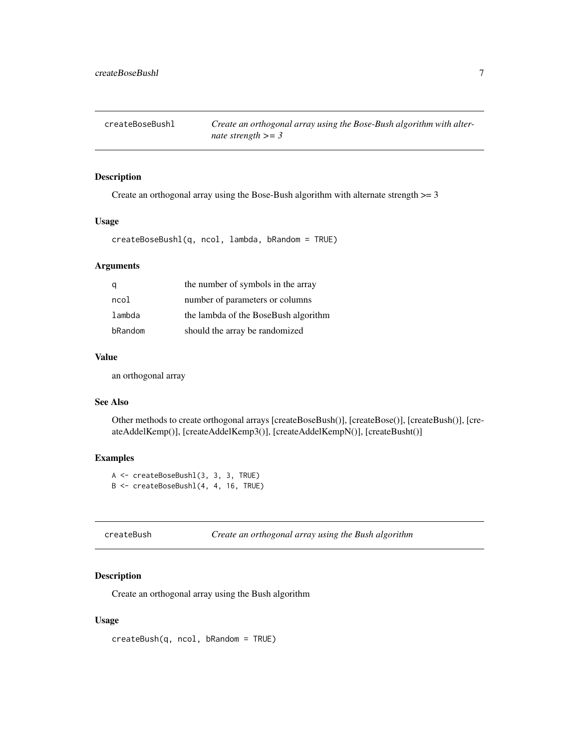## createBoseBushl — *Create an orthogonal array using the Bose-Bush algorithm with alternate strength >= 3*

### Description

Create an orthogonal array using the Bose-Bush algorithm with alternate strength >= 3

### Usage

```
createBoseBushl(q, ncol, lambda, bRandom = TRUE)
```

### Arguments

| | |
|---|---|
| q | the number of symbols in the array |
| ncol | number of parameters or columns |
| lambda | the lambda of the BoseBush algorithm |
| bRandom | should the array be randomized |

### Value

an orthogonal array

### See Also

Other methods to create orthogonal arrays [createBoseBush()], [createBose()], [createBush()], [createAddelKemp()], [createAddelKemp3()], [createAddelKempN()], [createBusht()]

### Examples

```
A <- createBoseBushl(3, 3, 3, TRUE)
B <- createBoseBushl(4, 4, 16, TRUE)
```

## createBush — *Create an orthogonal array using the Bush algorithm*

### Description

Create an orthogonal array using the Bush algorithm

### Usage

```
createBush(q, ncol, bRandom = TRUE)
```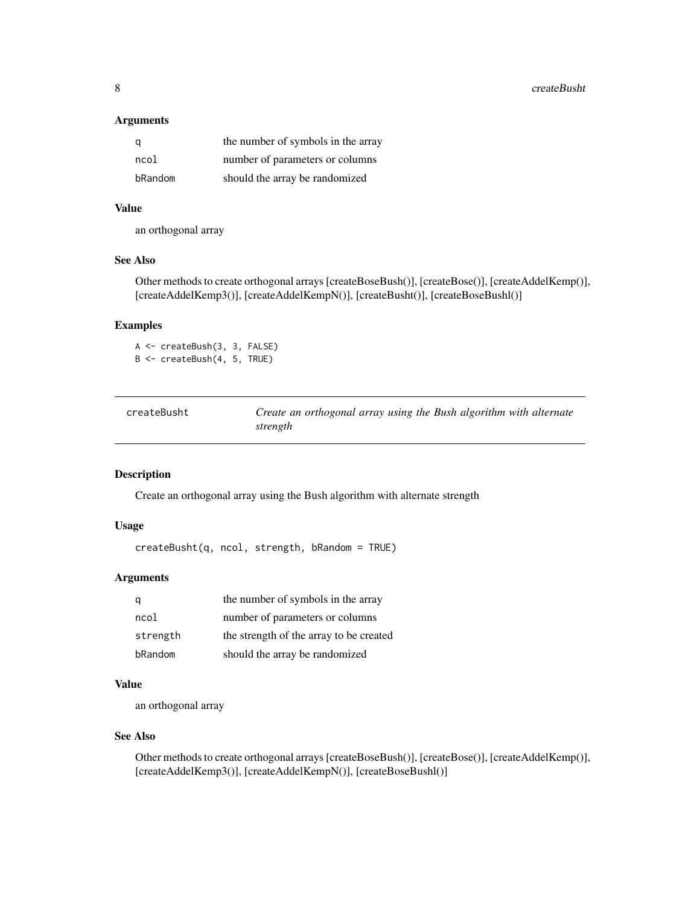### Arguments

| | |
|---|---|
| q | the number of symbols in the array |
| ncol | number of parameters or columns |
| bRandom | should the array be randomized |

### Value

an orthogonal array

### See Also

Other methods to create orthogonal arrays [createBoseBush()], [createBose()], [createAddelKemp()], [createAddelKemp3()], [createAddelKempN()], [createBusht()], [createBoseBushl()]

### Examples

```
A <- createBush(3, 3, FALSE)
B <- createBush(4, 5, TRUE)
```

---

## createBusht — *Create an orthogonal array using the Bush algorithm with alternate strength*

### Description

Create an orthogonal array using the Bush algorithm with alternate strength

### Usage

```
createBusht(q, ncol, strength, bRandom = TRUE)
```

### Arguments

| | |
|---|---|
| q | the number of symbols in the array |
| ncol | number of parameters or columns |
| strength | the strength of the array to be created |
| bRandom | should the array be randomized |

### Value

an orthogonal array

### See Also

Other methods to create orthogonal arrays [createBoseBush()], [createBose()], [createAddelKemp()], [createAddelKemp3()], [createAddelKempN()], [createBoseBushl()]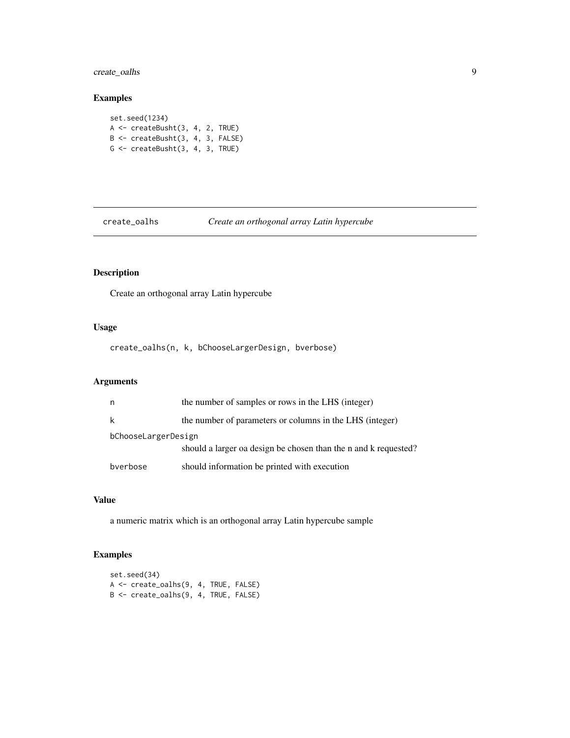## Examples

```
set.seed(1234)
A <- createBusht(3, 4, 2, TRUE)
B <- createBusht(3, 4, 3, FALSE)
G <- createBusht(3, 4, 3, TRUE)
```

---

# create_oalhs *Create an orthogonal array Latin hypercube*

---

## Description

Create an orthogonal array Latin hypercube

## Usage

```
create_oalhs(n, k, bChooseLargerDesign, bverbose)
```

## Arguments

| | |
|---|---|
| n | the number of samples or rows in the LHS (integer) |
| k | the number of parameters or columns in the LHS (integer) |
| bChooseLargerDesign | should a larger oa design be chosen than the n and k requested? |
| bverbose | should information be printed with execution |

## Value

a numeric matrix which is an orthogonal array Latin hypercube sample

## Examples

```
set.seed(34)
A <- create_oalhs(9, 4, TRUE, FALSE)
B <- create_oalhs(9, 4, TRUE, FALSE)
```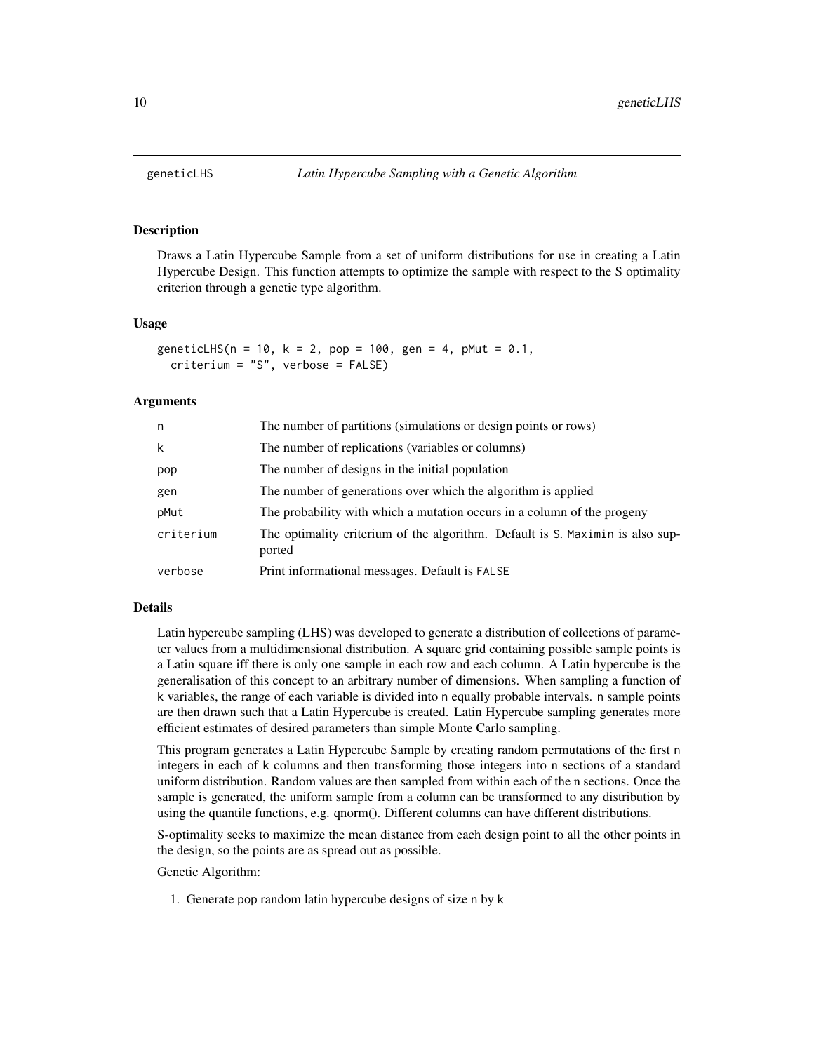## geneticLHS — *Latin Hypercube Sampling with a Genetic Algorithm*

### Description

Draws a Latin Hypercube Sample from a set of uniform distributions for use in creating a Latin Hypercube Design. This function attempts to optimize the sample with respect to the S optimality criterion through a genetic type algorithm.

### Usage

```
geneticLHS(n = 10, k = 2, pop = 100, gen = 4, pMut = 0.1,
  criterium = "S", verbose = FALSE)
```

### Arguments

| | |
|---|---|
| n | The number of partitions (simulations or design points or rows) |
| k | The number of replications (variables or columns) |
| pop | The number of designs in the initial population |
| gen | The number of generations over which the algorithm is applied |
| pMut | The probability with which a mutation occurs in a column of the progeny |
| criterium | The optimality criterium of the algorithm. Default is S. Maximin is also supported |
| verbose | Print informational messages. Default is FALSE |

### Details

Latin hypercube sampling (LHS) was developed to generate a distribution of collections of parameter values from a multidimensional distribution. A square grid containing possible sample points is a Latin square iff there is only one sample in each row and each column. A Latin hypercube is the generalisation of this concept to an arbitrary number of dimensions. When sampling a function of k variables, the range of each variable is divided into n equally probable intervals. n sample points are then drawn such that a Latin Hypercube is created. Latin Hypercube sampling generates more efficient estimates of desired parameters than simple Monte Carlo sampling.

This program generates a Latin Hypercube Sample by creating random permutations of the first n integers in each of k columns and then transforming those integers into n sections of a standard uniform distribution. Random values are then sampled from within each of the n sections. Once the sample is generated, the uniform sample from a column can be transformed to any distribution by using the quantile functions, e.g. qnorm(). Different columns can have different distributions.

S-optimality seeks to maximize the mean distance from each design point to all the other points in the design, so the points are as spread out as possible.

Genetic Algorithm:

1. Generate pop random latin hypercube designs of size n by k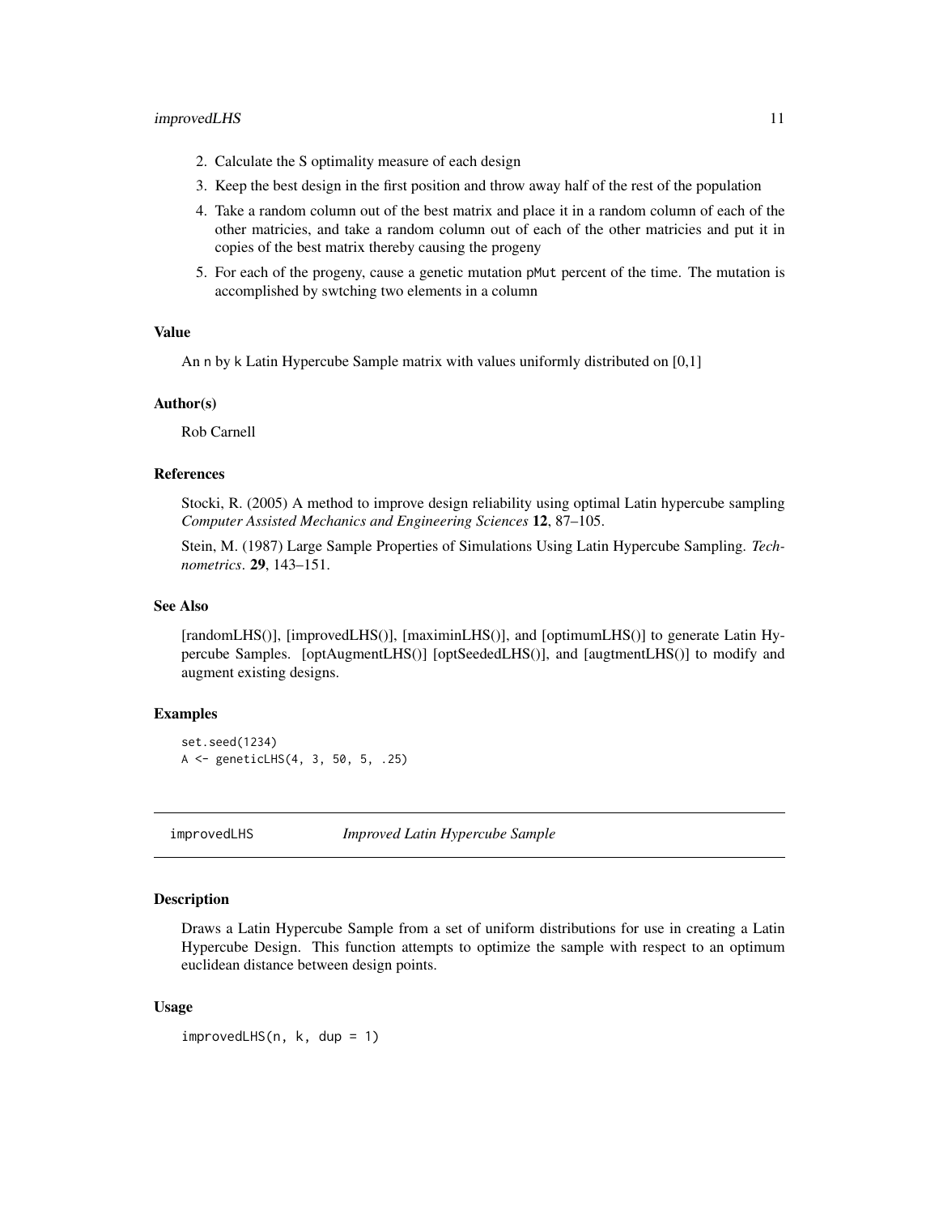2. Calculate the S optimality measure of each design
3. Keep the best design in the first position and throw away half of the rest of the population
4. Take a random column out of the best matrix and place it in a random column of each of the other matricies, and take a random column out of each of the other matricies and put it in copies of the best matrix thereby causing the progeny
5. For each of the progeny, cause a genetic mutation pMut percent of the time. The mutation is accomplished by swtching two elements in a column

### Value

An n by k Latin Hypercube Sample matrix with values uniformly distributed on [0,1]

### Author(s)

Rob Carnell

### References

Stocki, R. (2005) A method to improve design reliability using optimal Latin hypercube sampling *Computer Assisted Mechanics and Engineering Sciences* **12**, 87–105.

Stein, M. (1987) Large Sample Properties of Simulations Using Latin Hypercube Sampling. *Technometrics*. **29**, 143–151.

### See Also

[randomLHS()], [improvedLHS()], [maximinLHS()], and [optimumLHS()] to generate Latin Hypercube Samples. [optAugmentLHS()] [optSeededLHS()], and [augtmentLHS()] to modify and augment existing designs.

### Examples

```
set.seed(1234)
A <- geneticLHS(4, 3, 50, 5, .25)
```

---

## improvedLHS — *Improved Latin Hypercube Sample*

### Description

Draws a Latin Hypercube Sample from a set of uniform distributions for use in creating a Latin Hypercube Design. This function attempts to optimize the sample with respect to an optimum euclidean distance between design points.

### Usage

```
improvedLHS(n, k, dup = 1)
```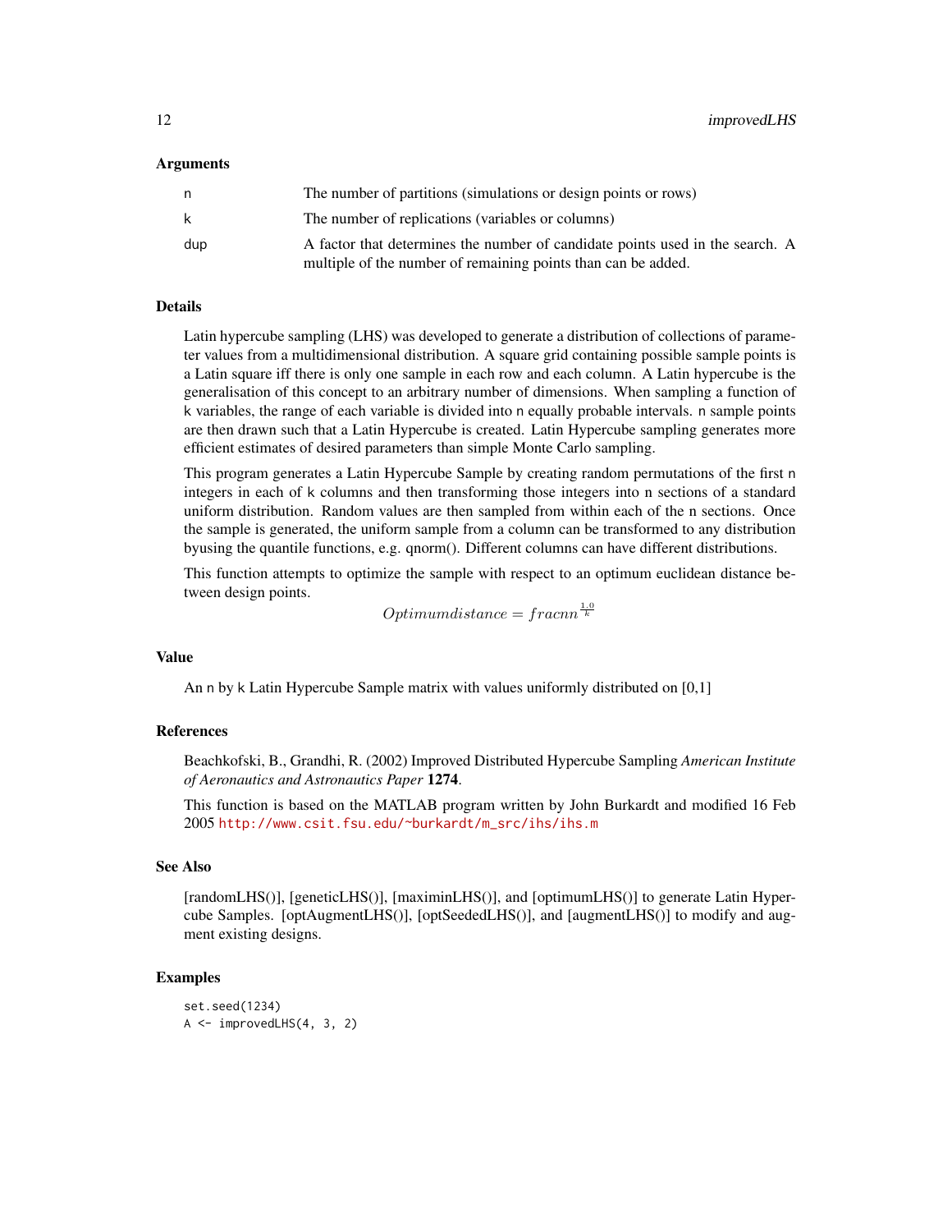### Arguments

| | |
|---|---|
| n | The number of partitions (simulations or design points or rows) |
| k | The number of replications (variables or columns) |
| dup | A factor that determines the number of candidate points used in the search. A multiple of the number of remaining points than can be added. |

### Details

Latin hypercube sampling (LHS) was developed to generate a distribution of collections of parameter values from a multidimensional distribution. A square grid containing possible sample points is a Latin square iff there is only one sample in each row and each column. A Latin hypercube is the generalisation of this concept to an arbitrary number of dimensions. When sampling a function of k variables, the range of each variable is divided into n equally probable intervals. n sample points are then drawn such that a Latin Hypercube is created. Latin Hypercube sampling generates more efficient estimates of desired parameters than simple Monte Carlo sampling.

This program generates a Latin Hypercube Sample by creating random permutations of the first n integers in each of k columns and then transforming those integers into n sections of a standard uniform distribution. Random values are then sampled from within each of the n sections. Once the sample is generated, the uniform sample from a column can be transformed to any distribution byusing the quantile functions, e.g. qnorm(). Different columns can have different distributions.

This function attempts to optimize the sample with respect to an optimum euclidean distance between design points.

$$Optimum distance = frac{n}{n^{\frac{1.0}{k}}}$$

### Value

An n by k Latin Hypercube Sample matrix with values uniformly distributed on [0,1]

### References

Beachkofski, B., Grandhi, R. (2002) Improved Distributed Hypercube Sampling *American Institute of Aeronautics and Astronautics Paper* **1274**.

This function is based on the MATLAB program written by John Burkardt and modified 16 Feb 2005 http://www.csit.fsu.edu/~burkardt/m_src/ihs/ihs.m

### See Also

[randomLHS()], [geneticLHS()], [maximinLHS()], and [optimumLHS()] to generate Latin Hypercube Samples. [optAugmentLHS()], [optSeededLHS()], and [augmentLHS()] to modify and augment existing designs.

### Examples

```
set.seed(1234)
A <- improvedLHS(4, 3, 2)
```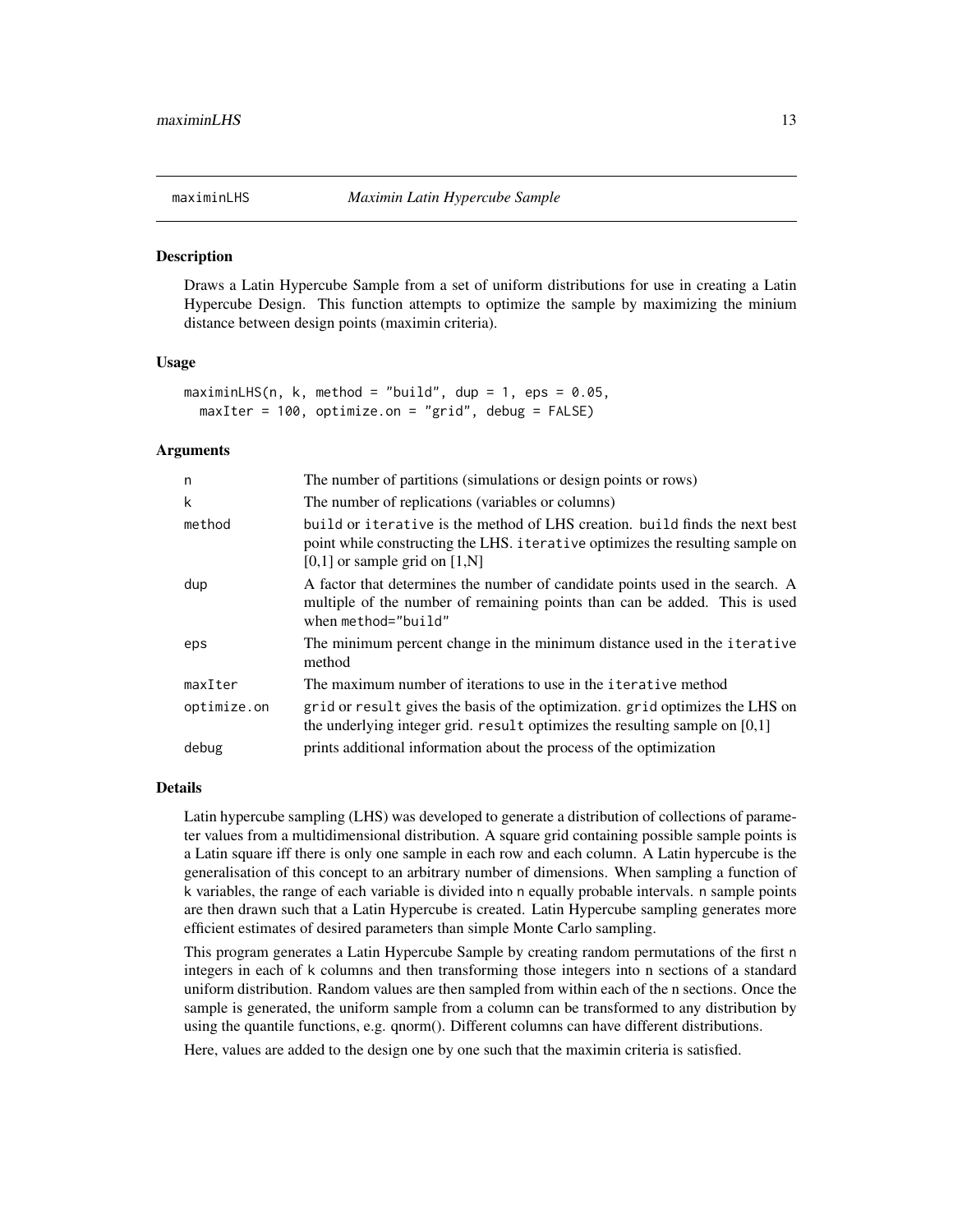## maximinLHS — *Maximin Latin Hypercube Sample*

### Description

Draws a Latin Hypercube Sample from a set of uniform distributions for use in creating a Latin Hypercube Design. This function attempts to optimize the sample by maximizing the minium distance between design points (maximin criteria).

### Usage

```
maximinLHS(n, k, method = "build", dup = 1, eps = 0.05,
  maxIter = 100, optimize.on = "grid", debug = FALSE)
```

### Arguments

| | |
|---|---|
| n | The number of partitions (simulations or design points or rows) |
| k | The number of replications (variables or columns) |
| method | build or iterative is the method of LHS creation. build finds the next best point while constructing the LHS. iterative optimizes the resulting sample on [0,1] or sample grid on [1,N] |
| dup | A factor that determines the number of candidate points used in the search. A multiple of the number of remaining points than can be added. This is used when method="build" |
| eps | The minimum percent change in the minimum distance used in the iterative method |
| maxIter | The maximum number of iterations to use in the iterative method |
| optimize.on | grid or result gives the basis of the optimization. grid optimizes the LHS on the underlying integer grid. result optimizes the resulting sample on [0,1] |
| debug | prints additional information about the process of the optimization |

### Details

Latin hypercube sampling (LHS) was developed to generate a distribution of collections of parameter values from a multidimensional distribution. A square grid containing possible sample points is a Latin square iff there is only one sample in each row and each column. A Latin hypercube is the generalisation of this concept to an arbitrary number of dimensions. When sampling a function of k variables, the range of each variable is divided into n equally probable intervals. n sample points are then drawn such that a Latin Hypercube is created. Latin Hypercube sampling generates more efficient estimates of desired parameters than simple Monte Carlo sampling.

This program generates a Latin Hypercube Sample by creating random permutations of the first n integers in each of k columns and then transforming those integers into n sections of a standard uniform distribution. Random values are then sampled from within each of the n sections. Once the sample is generated, the uniform sample from a column can be transformed to any distribution by using the quantile functions, e.g. qnorm(). Different columns can have different distributions.

Here, values are added to the design one by one such that the maximin criteria is satisfied.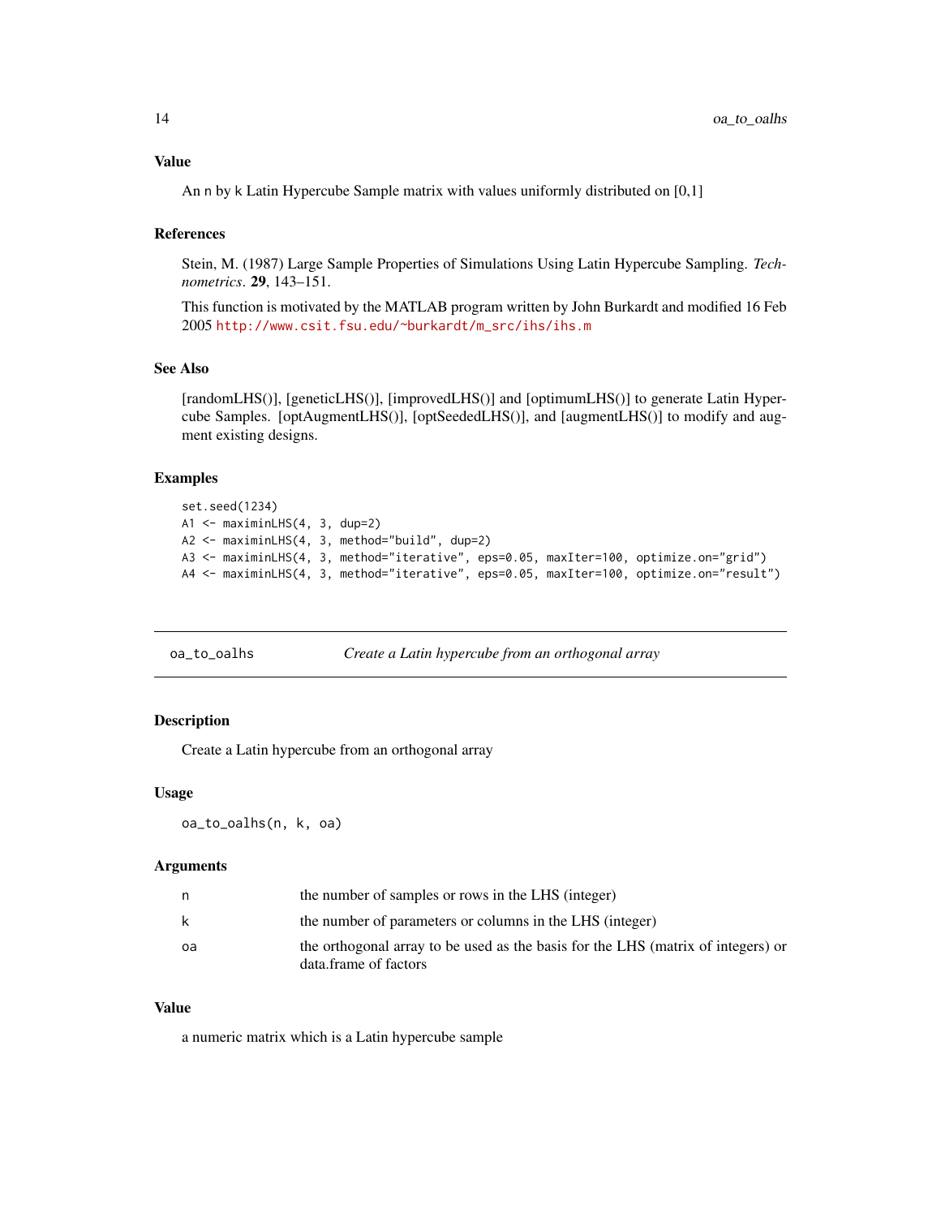### Value

An n by k Latin Hypercube Sample matrix with values uniformly distributed on [0,1]

### References

Stein, M. (1987) Large Sample Properties of Simulations Using Latin Hypercube Sampling. *Technometrics*. **29**, 143–151.

This function is motivated by the MATLAB program written by John Burkardt and modified 16 Feb 2005 http://www.csit.fsu.edu/~burkardt/m_src/ihs/ihs.m

### See Also

[randomLHS()], [geneticLHS()], [improvedLHS()] and [optimumLHS()] to generate Latin Hypercube Samples. [optAugmentLHS()], [optSeededLHS()], and [augmentLHS()] to modify and augment existing designs.

### Examples

```
set.seed(1234)
A1 <- maximinLHS(4, 3, dup=2)
A2 <- maximinLHS(4, 3, method="build", dup=2)
A3 <- maximinLHS(4, 3, method="iterative", eps=0.05, maxIter=100, optimize.on="grid")
A4 <- maximinLHS(4, 3, method="iterative", eps=0.05, maxIter=100, optimize.on="result")
```

---

## oa_to_oalhs — *Create a Latin hypercube from an orthogonal array*

### Description

Create a Latin hypercube from an orthogonal array

### Usage

```
oa_to_oalhs(n, k, oa)
```

### Arguments

| | |
|---|---|
| n | the number of samples or rows in the LHS (integer) |
| k | the number of parameters or columns in the LHS (integer) |
| oa | the orthogonal array to be used as the basis for the LHS (matrix of integers) or data.frame of factors |

### Value

a numeric matrix which is a Latin hypercube sample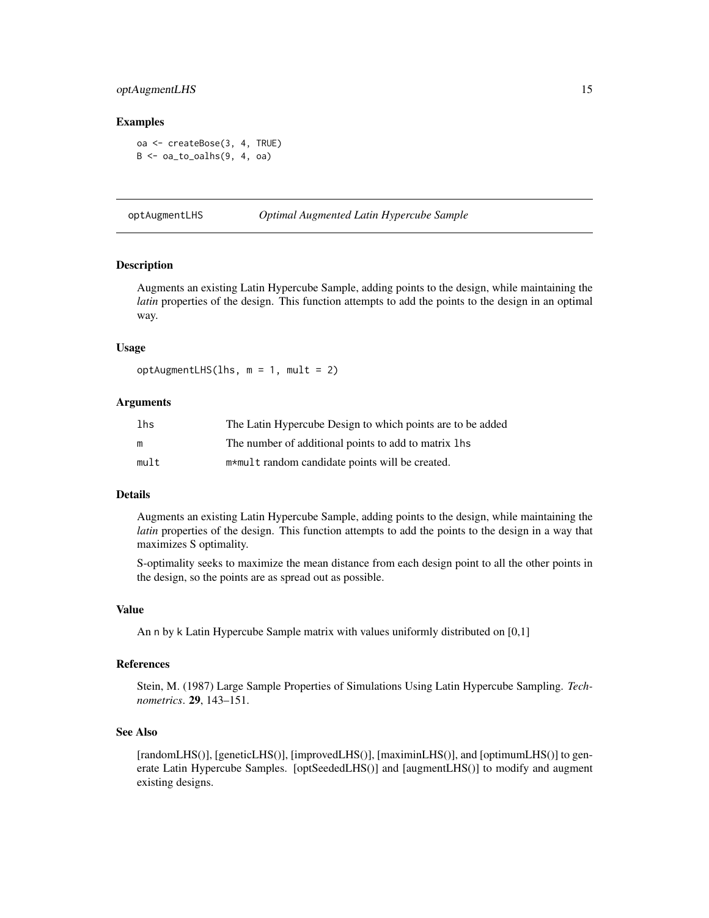### Examples

```
oa <- createBose(3, 4, TRUE)
B <- oa_to_oalhs(9, 4, oa)
```

---

## optAugmentLHS — *Optimal Augmented Latin Hypercube Sample*

### Description

Augments an existing Latin Hypercube Sample, adding points to the design, while maintaining the *latin* properties of the design. This function attempts to add the points to the design in an optimal way.

### Usage

```
optAugmentLHS(lhs, m = 1, mult = 2)
```

### Arguments

| | |
|---|---|
| lhs | The Latin Hypercube Design to which points are to be added |
| m | The number of additional points to add to matrix lhs |
| mult | m*mult random candidate points will be created. |

### Details

Augments an existing Latin Hypercube Sample, adding points to the design, while maintaining the *latin* properties of the design. This function attempts to add the points to the design in a way that maximizes S optimality.

S-optimality seeks to maximize the mean distance from each design point to all the other points in the design, so the points are as spread out as possible.

### Value

An n by k Latin Hypercube Sample matrix with values uniformly distributed on [0,1]

### References

Stein, M. (1987) Large Sample Properties of Simulations Using Latin Hypercube Sampling. *Technometrics*. **29**, 143–151.

### See Also

[randomLHS()], [geneticLHS()], [improvedLHS()], [maximinLHS()], and [optimumLHS()] to generate Latin Hypercube Samples. [optSeededLHS()] and [augmentLHS()] to modify and augment existing designs.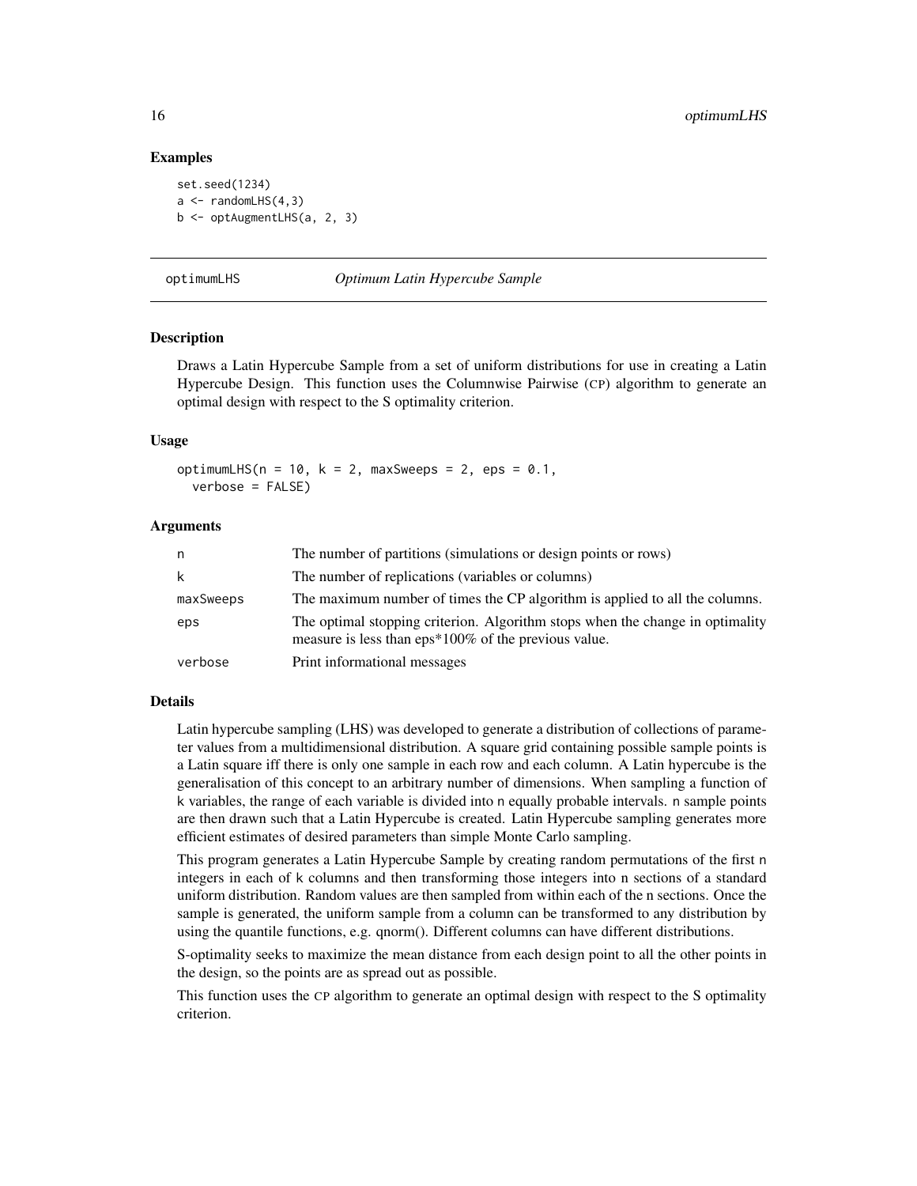### Examples

```
set.seed(1234)
a <- randomLHS(4,3)
b <- optAugmentLHS(a, 2, 3)
```

---

## optimumLHS *Optimum Latin Hypercube Sample*

---

### Description

Draws a Latin Hypercube Sample from a set of uniform distributions for use in creating a Latin Hypercube Design. This function uses the Columnwise Pairwise (CP) algorithm to generate an optimal design with respect to the S optimality criterion.

### Usage

```
optimumLHS(n = 10, k = 2, maxSweeps = 2, eps = 0.1,
  verbose = FALSE)
```

### Arguments

| | |
|---|---|
| n | The number of partitions (simulations or design points or rows) |
| k | The number of replications (variables or columns) |
| maxSweeps | The maximum number of times the CP algorithm is applied to all the columns. |
| eps | The optimal stopping criterion. Algorithm stops when the change in optimality measure is less than eps*100% of the previous value. |
| verbose | Print informational messages |

### Details

Latin hypercube sampling (LHS) was developed to generate a distribution of collections of parameter values from a multidimensional distribution. A square grid containing possible sample points is a Latin square iff there is only one sample in each row and each column. A Latin hypercube is the generalisation of this concept to an arbitrary number of dimensions. When sampling a function of k variables, the range of each variable is divided into n equally probable intervals. n sample points are then drawn such that a Latin Hypercube is created. Latin Hypercube sampling generates more efficient estimates of desired parameters than simple Monte Carlo sampling.

This program generates a Latin Hypercube Sample by creating random permutations of the first n integers in each of k columns and then transforming those integers into n sections of a standard uniform distribution. Random values are then sampled from within each of the n sections. Once the sample is generated, the uniform sample from a column can be transformed to any distribution by using the quantile functions, e.g. qnorm(). Different columns can have different distributions.

S-optimality seeks to maximize the mean distance from each design point to all the other points in the design, so the points are as spread out as possible.

This function uses the CP algorithm to generate an optimal design with respect to the S optimality criterion.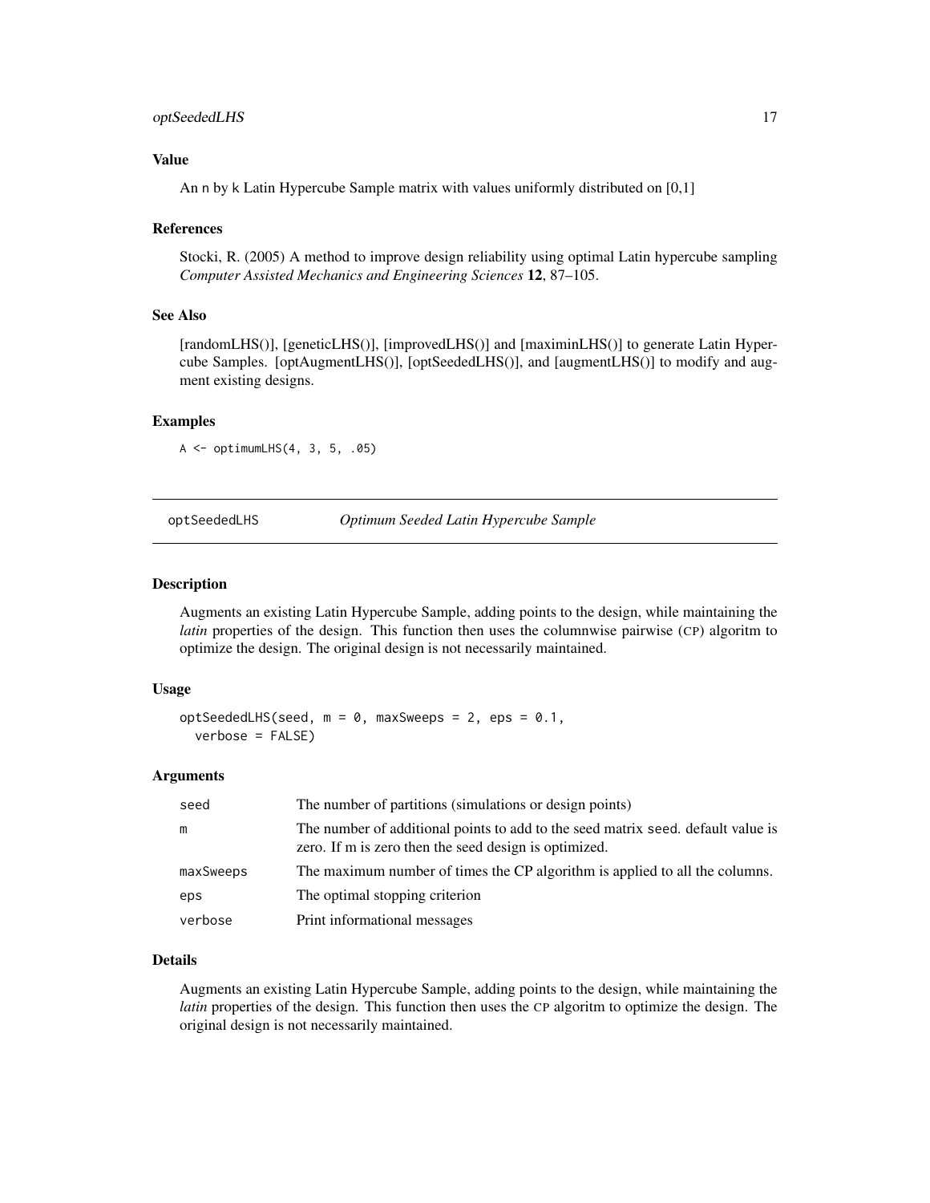### Value

An n by k Latin Hypercube Sample matrix with values uniformly distributed on [0,1]

### References

Stocki, R. (2005) A method to improve design reliability using optimal Latin hypercube sampling *Computer Assisted Mechanics and Engineering Sciences* **12**, 87–105.

### See Also

[randomLHS()], [geneticLHS()], [improvedLHS()] and [maximinLHS()] to generate Latin Hypercube Samples. [optAugmentLHS()], [optSeededLHS()], and [augmentLHS()] to modify and augment existing designs.

### Examples

```
A <- optimumLHS(4, 3, 5, .05)
```

---

## optSeededLHS — *Optimum Seeded Latin Hypercube Sample*

---

### Description

Augments an existing Latin Hypercube Sample, adding points to the design, while maintaining the *latin* properties of the design. This function then uses the columnwise pairwise (CP) algoritm to optimize the design. The original design is not necessarily maintained.

### Usage

```
optSeededLHS(seed, m = 0, maxSweeps = 2, eps = 0.1,
  verbose = FALSE)
```

### Arguments

| | |
|---|---|
| seed | The number of partitions (simulations or design points) |
| m | The number of additional points to add to the seed matrix seed. default value is zero. If m is zero then the seed design is optimized. |
| maxSweeps | The maximum number of times the CP algorithm is applied to all the columns. |
| eps | The optimal stopping criterion |
| verbose | Print informational messages |

### Details

Augments an existing Latin Hypercube Sample, adding points to the design, while maintaining the *latin* properties of the design. This function then uses the CP algoritm to optimize the design. The original design is not necessarily maintained.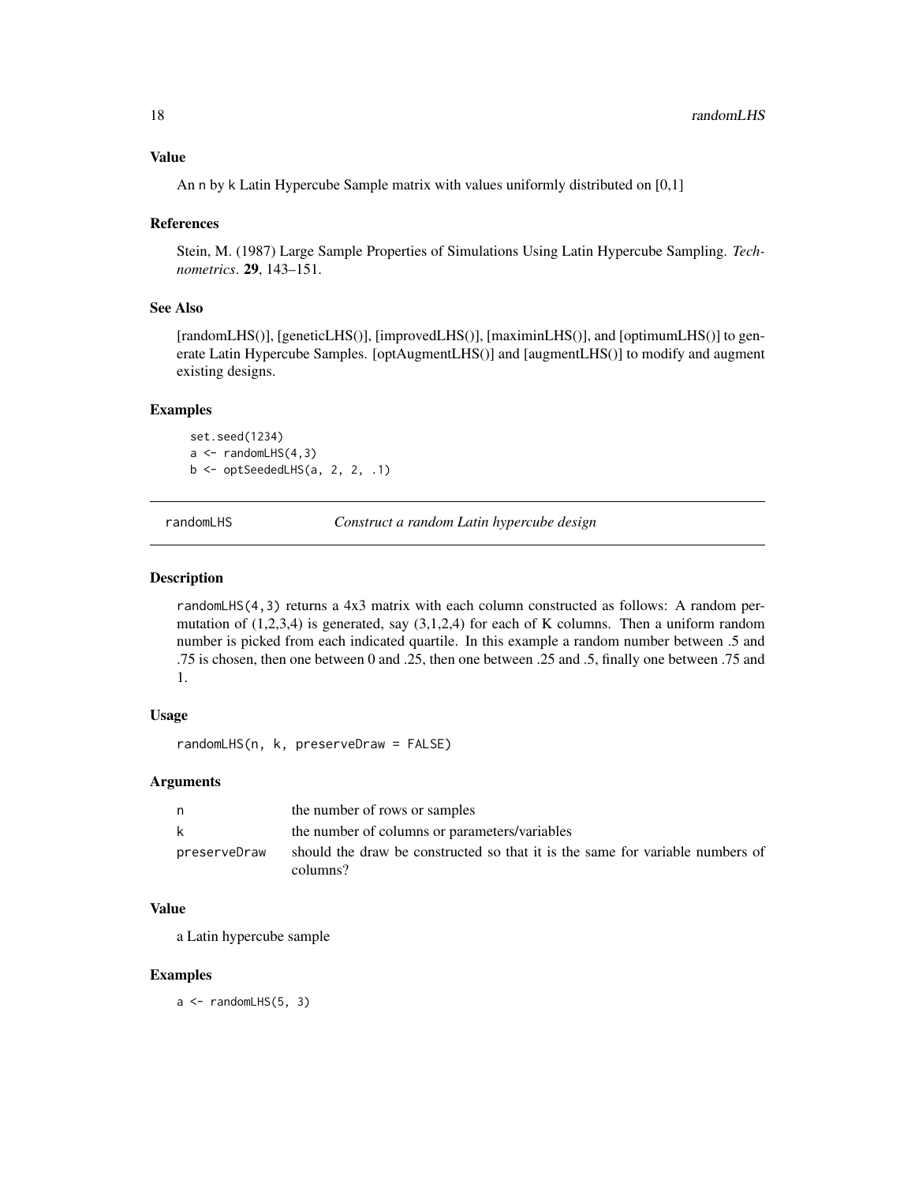### Value

An n by k Latin Hypercube Sample matrix with values uniformly distributed on [0,1]

### References

Stein, M. (1987) Large Sample Properties of Simulations Using Latin Hypercube Sampling. *Technometrics*. **29**, 143–151.

### See Also

[randomLHS()], [geneticLHS()], [improvedLHS()], [maximinLHS()], and [optimumLHS()] to generate Latin Hypercube Samples. [optAugmentLHS()] and [augmentLHS()] to modify and augment existing designs.

### Examples

```
set.seed(1234)
a <- randomLHS(4,3)
b <- optSeededLHS(a, 2, 2, .1)
```

---

## randomLHS — *Construct a random Latin hypercube design*

### Description

randomLHS(4,3) returns a 4x3 matrix with each column constructed as follows: A random permutation of (1,2,3,4) is generated, say (3,1,2,4) for each of K columns. Then a uniform random number is picked from each indicated quartile. In this example a random number between .5 and .75 is chosen, then one between 0 and .25, then one between .25 and .5, finally one between .75 and 1.

### Usage

```
randomLHS(n, k, preserveDraw = FALSE)
```

### Arguments

| | |
|---|---|
| n | the number of rows or samples |
| k | the number of columns or parameters/variables |
| preserveDraw | should the draw be constructed so that it is the same for variable numbers of columns? |

### Value

a Latin hypercube sample

### Examples

```
a <- randomLHS(5, 3)
```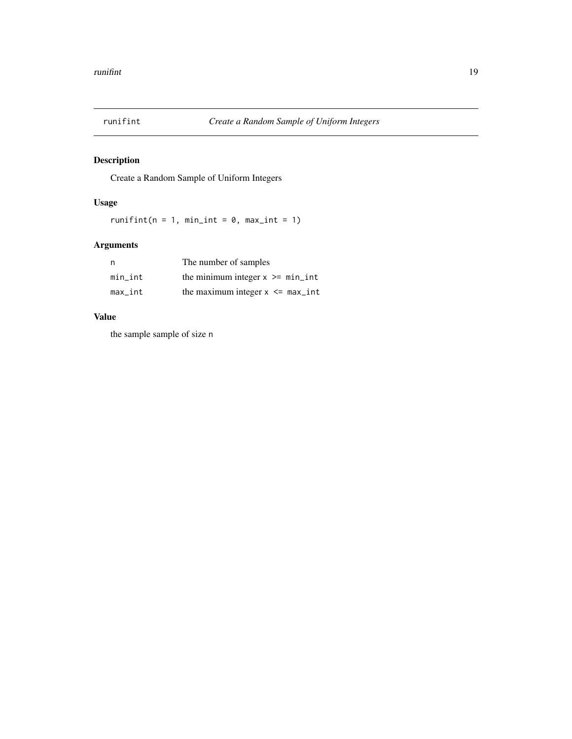## runifint — *Create a Random Sample of Uniform Integers*

### Description

Create a Random Sample of Uniform Integers

### Usage

```
runifint(n = 1, min_int = 0, max_int = 1)
```

### Arguments

| | |
|---|---|
| `n` | The number of samples |
| `min_int` | the minimum integer `x >= min_int` |
| `max_int` | the maximum integer `x <= max_int` |

### Value

the sample sample of size `n`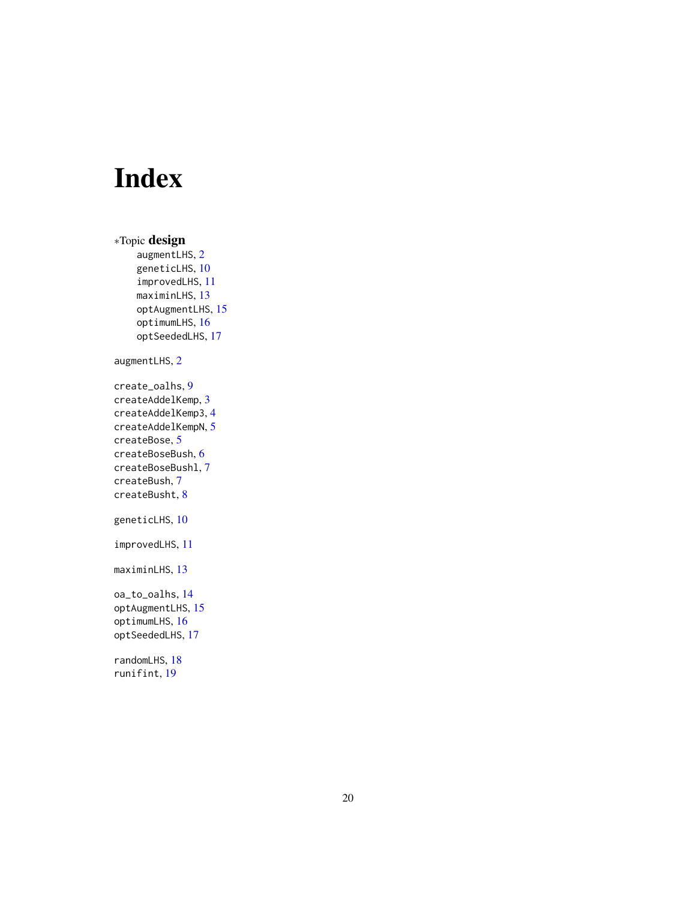# Index

∗Topic **design**

- augmentLHS, 2
- geneticLHS, 10
- improvedLHS, 11
- maximinLHS, 13
- optAugmentLHS, 15
- optimumLHS, 16
- optSeededLHS, 17

augmentLHS, 2

create_oalhs, 9
createAddelKemp, 3
createAddelKemp3, 4
createAddelKempN, 5
createBose, 5
createBoseBush, 6
createBoseBushl, 7
createBush, 7
createBusht, 8

geneticLHS, 10

improvedLHS, 11

maximinLHS, 13

oa_to_oalhs, 14
optAugmentLHS, 15
optimumLHS, 16
optSeededLHS, 17

randomLHS, 18
runifint, 19